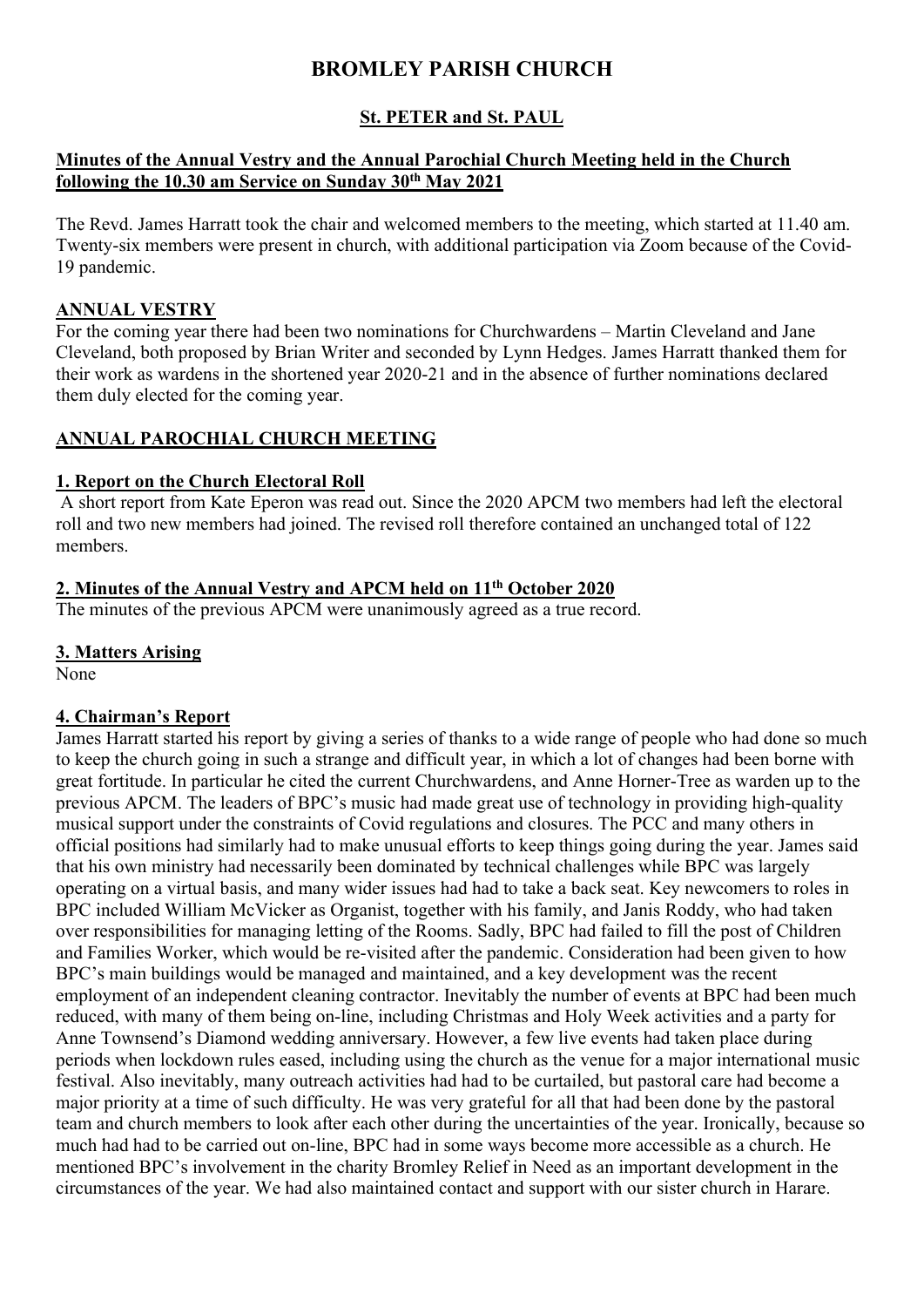# BROMLEY PARISH CHURCH

## St. PETER and St. PAUL

**Minutes of the Annual Vestry and the Annual Parochial Church Meeting held in the Church following the 10.30 am Service on Sunday 30th May 2021**

The Revd. James Harratt took the chair and welcomed members to the meeting, which started at 11.40 am. Twenty-six members were present in church, with additional participation via Zoom because of the Covid-19 pandemic.

### ANNUAL VESTRY

For the coming year there had been two nominations for Churchwardens – Martin Cleveland and Jane Cleveland, both proposed by Brian Writer and seconded by Lynn Hedges. James Harratt thanked them for their work as wardens in the shortened year 2020-21 and in the absence of further nominations declared them duly elected for the coming year.

### ANNUAL PAROCHIAL CHURCH MEETING

#### 1. Report on the Church Electoral Roll

A short report from Kate Eperon was read out. Since the 2020 APCM two members had left the electoral roll and two new members had joined. The revised roll therefore contained an unchanged total of 122 members.

#### 2. Minutes of the Annual Vestry and APCM held on 11th October 2020

The minutes of the previous APCM were unanimously agreed as a true record.

#### 3. Matters Arising

None

#### 4. Chairman's Report

James Harratt started his report by giving a series of thanks to a wide range of people who had done so much to keep the church going in such a strange and difficult year, in which a lot of changes had been borne with great fortitude. In particular he cited the current Churchwardens, and Anne Horner-Tree as warden up to the previous APCM. The leaders of BPC's music had made great use of technology in providing high-quality musical support under the constraints of Covid regulations and closures. The PCC and many others in official positions had similarly had to make unusual efforts to keep things going during the year. James said that his own ministry had necessarily been dominated by technical challenges while BPC was largely operating on a virtual basis, and many wider issues had had to take a back seat. Key newcomers to roles in BPC included William McVicker as Organist, together with his family, and Janis Roddy, who had taken over responsibilities for managing letting of the Rooms. Sadly, BPC had failed to fill the post of Children and Families Worker, which would be re-visited after the pandemic. Consideration had been given to how BPC's main buildings would be managed and maintained, and a key development was the recent employment of an independent cleaning contractor. Inevitably the number of events at BPC had been much reduced, with many of them being on-line, including Christmas and Holy Week activities and a party for Anne Townsend's Diamond wedding anniversary. However, a few live events had taken place during periods when lockdown rules eased, including using the church as the venue for a major international music festival. Also inevitably, many outreach activities had had to be curtailed, but pastoral care had become a major priority at a time of such difficulty. He was very grateful for all that had been done by the pastoral team and church members to look after each other during the uncertainties of the year. Ironically, because so much had had to be carried out on-line, BPC had in some ways become more accessible as a church. He mentioned BPC's involvement in the charity Bromley Relief in Need as an important development in the circumstances of the year. We had also maintained contact and support with our sister church in Harare.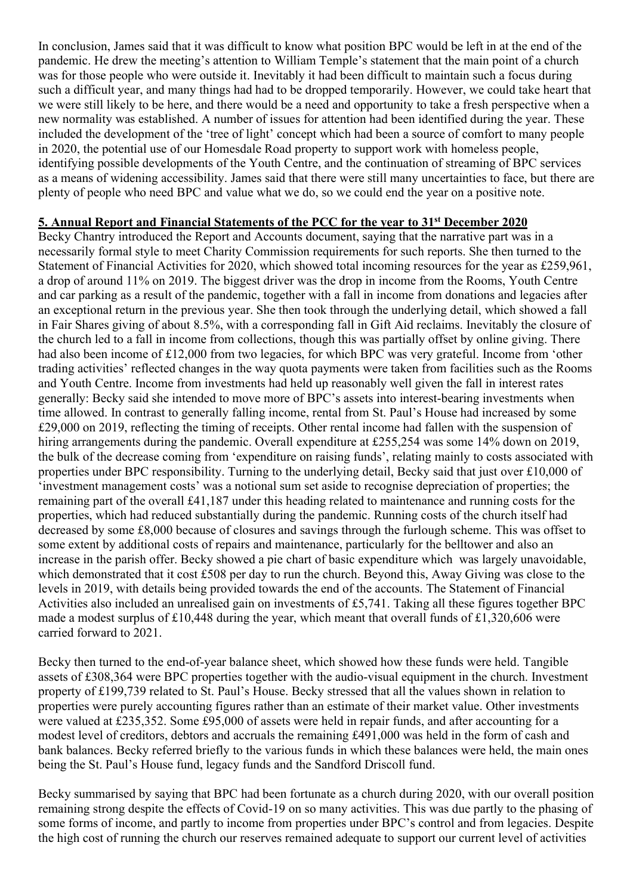In conclusion, James said that it was difficult to know what position BPC would be left in at the end of the pandemic. He drew the meeting's attention to William Temple's statement that the main point of a church was for those people who were outside it. Inevitably it had been difficult to maintain such a focus during such a difficult year, and many things had had to be dropped temporarily. However, we could take heart that we were still likely to be here, and there would be a need and opportunity to take a fresh perspective when a new normality was established. A number of issues for attention had been identified during the year. These included the development of the 'tree of light' concept which had been a source of comfort to many people in 2020, the potential use of our Homesdale Road property to support work with homeless people, identifying possible developments of the Youth Centre, and the continuation of streaming of BPC services as a means of widening accessibility. James said that there were still many uncertainties to face, but there are plenty of people who need BPC and value what we do, so we could end the year on a positive note.

**5. Annual Report and Financial Statements of the PCC for the year to 31st December 2020**

Becky Chantry introduced the Report and Accounts document, saying that the narrative part was in a necessarily formal style to meet Charity Commission requirements for such reports. She then turned to the Statement of Financial Activities for 2020, which showed total incoming resources for the year as £259,961, a drop of around 11% on 2019. The biggest driver was the drop in income from the Rooms, Youth Centre and car parking as a result of the pandemic, together with a fall in income from donations and legacies after an exceptional return in the previous year. She then took through the underlying detail, which showed a fall in Fair Shares giving of about 8.5%, with a corresponding fall in Gift Aid reclaims. Inevitably the closure of the church led to a fall in income from collections, though this was partially offset by online giving. There had also been income of £12,000 from two legacies, for which BPC was very grateful. Income from 'other trading activities' reflected changes in the way quota payments were taken from facilities such as the Rooms and Youth Centre. Income from investments had held up reasonably well given the fall in interest rates generally: Becky said she intended to move more of BPC's assets into interest-bearing investments when time allowed. In contrast to generally falling income, rental from St. Paul's House had increased by some £29,000 on 2019, reflecting the timing of receipts. Other rental income had fallen with the suspension of hiring arrangements during the pandemic. Overall expenditure at £255,254 was some 14% down on 2019, the bulk of the decrease coming from 'expenditure on raising funds', relating mainly to costs associated with properties under BPC responsibility. Turning to the underlying detail, Becky said that just over £10,000 of 'investment management costs' was a notional sum set aside to recognise depreciation of properties; the remaining part of the overall £41,187 under this heading related to maintenance and running costs for the properties, which had reduced substantially during the pandemic. Running costs of the church itself had decreased by some £8,000 because of closures and savings through the furlough scheme. This was offset to some extent by additional costs of repairs and maintenance, particularly for the belltower and also an increase in the parish offer. Becky showed a pie chart of basic expenditure which was largely unavoidable, which demonstrated that it cost £508 per day to run the church. Beyond this, Away Giving was close to the levels in 2019, with details being provided towards the end of the accounts. The Statement of Financial Activities also included an unrealised gain on investments of £5,741. Taking all these figures together BPC made a modest surplus of £10,448 during the year, which meant that overall funds of £1,320,606 were carried forward to 2021.

Becky then turned to the end-of-year balance sheet, which showed how these funds were held. Tangible assets of £308,364 were BPC properties together with the audio-visual equipment in the church. Investment property of £199,739 related to St. Paul's House. Becky stressed that all the values shown in relation to properties were purely accounting figures rather than an estimate of their market value. Other investments were valued at £235,352. Some £95,000 of assets were held in repair funds, and after accounting for a modest level of creditors, debtors and accruals the remaining £491,000 was held in the form of cash and bank balances. Becky referred briefly to the various funds in which these balances were held, the main ones being the St. Paul's House fund, legacy funds and the Sandford Driscoll fund.

Becky summarised by saying that BPC had been fortunate as a church during 2020, with our overall position remaining strong despite the effects of Covid-19 on so many activities. This was due partly to the phasing of some forms of income, and partly to income from properties under BPC's control and from legacies. Despite the high cost of running the church our reserves remained adequate to support our current level of activities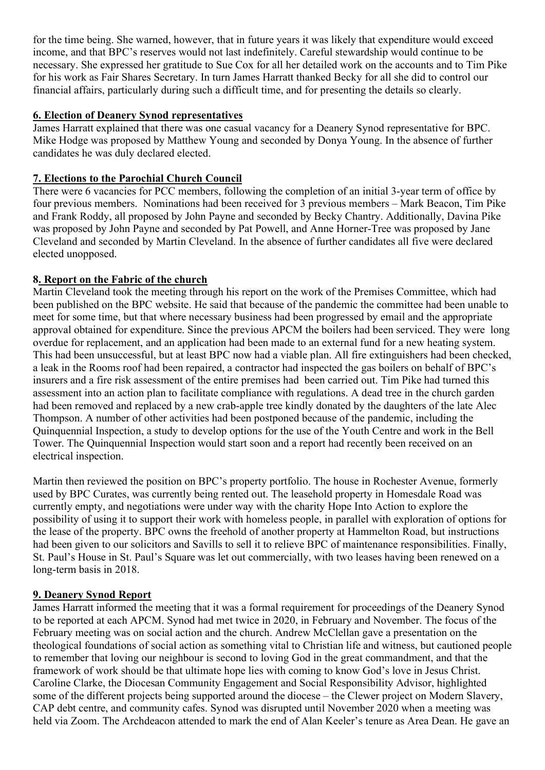for the time being. She warned, however, that in future years it was likely that expenditure would exceed income, and that BPC's reserves would not last indefinitely. Careful stewardship would continue to be necessary. She expressed her gratitude to Sue Cox for all her detailed work on the accounts and to Tim Pike for his work as Fair Shares Secretary. In turn James Harratt thanked Becky for all she did to control our financial affairs, particularly during such a difficult time, and for presenting the details so clearly.

**6. Election of Deanery Synod representatives**

James Harratt explained that there was one casual vacancy for a Deanery Synod representative for BPC. Mike Hodge was proposed by Matthew Young and seconded by Donya Young. In the absence of further candidates he was duly declared elected.

**7. Elections to the Parochial Church Council**

There were 6 vacancies for PCC members, following the completion of an initial 3-year term of office by four previous members. Nominations had been received for 3 previous members – Mark Beacon, Tim Pike and Frank Roddy, all proposed by John Payne and seconded by Becky Chantry. Additionally, Davina Pike was proposed by John Payne and seconded by Pat Powell, and Anne Horner-Tree was proposed by Jane Cleveland and seconded by Martin Cleveland. In the absence of further candidates all five were declared elected unopposed.

**8. Report on the Fabric of the church**

Martin Cleveland took the meeting through his report on the work of the Premises Committee, which had been published on the BPC website. He said that because of the pandemic the committee had been unable to meet for some time, but that where necessary business had been progressed by email and the appropriate approval obtained for expenditure. Since the previous APCM the boilers had been serviced. They were long overdue for replacement, and an application had been made to an external fund for a new heating system. This had been unsuccessful, but at least BPC now had a viable plan. All fire extinguishers had been checked, a leak in the Rooms roof had been repaired, a contractor had inspected the gas boilers on behalf of BPC's insurers and a fire risk assessment of the entire premises had been carried out. Tim Pike had turned this assessment into an action plan to facilitate compliance with regulations. A dead tree in the church garden had been removed and replaced by a new crab-apple tree kindly donated by the daughters of the late Alec Thompson. A number of other activities had been postponed because of the pandemic, including the Quinquennial Inspection, a study to develop options for the use of the Youth Centre and work in the Bell Tower. The Quinquennial Inspection would start soon and a report had recently been received on an electrical inspection.

Martin then reviewed the position on BPC's property portfolio. The house in Rochester Avenue, formerly used by BPC Curates, was currently being rented out. The leasehold property in Homesdale Road was currently empty, and negotiations were under way with the charity Hope Into Action to explore the possibility of using it to support their work with homeless people, in parallel with exploration of options for the lease of the property. BPC owns the freehold of another property at Hammelton Road, but instructions had been given to our solicitors and Savills to sell it to relieve BPC of maintenance responsibilities. Finally, St. Paul's House in St. Paul's Square was let out commercially, with two leases having been renewed on a long-term basis in 2018.

**9. Deanery Synod Report**

James Harratt informed the meeting that it was a formal requirement for proceedings of the Deanery Synod to be reported at each APCM. Synod had met twice in 2020, in February and November. The focus of the February meeting was on social action and the church. Andrew McClellan gave a presentation on the theological foundations of social action as something vital to Christian life and witness, but cautioned people to remember that loving our neighbour is second to loving God in the great commandment, and that the framework of work should be that ultimate hope lies with coming to know God's love in Jesus Christ. Caroline Clarke, the Diocesan Community Engagement and Social Responsibility Advisor, highlighted some of the different projects being supported around the diocese – the Clewer project on Modern Slavery, CAP debt centre, and community cafes. Synod was disrupted until November 2020 when a meeting was held via Zoom. The Archdeacon attended to mark the end of Alan Keeler's tenure as Area Dean. He gave an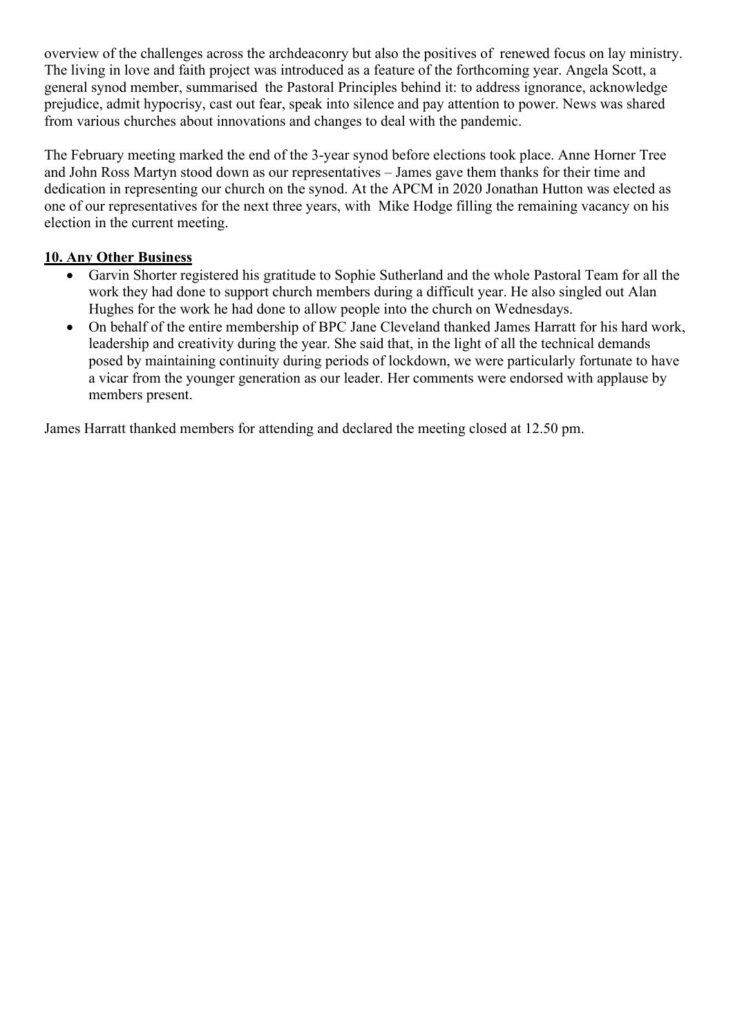overview of the challenges across the archdeaconry but also the positives of renewed focus on lay ministry. The living in love and faith project was introduced as a feature of the forthcoming year. Angela Scott, a general synod member, summarised the Pastoral Principles behind it: to address ignorance, acknowledge prejudice, admit hypocrisy, cast out fear, speak into silence and pay attention to power. News was shared from various churches about innovations and changes to deal with the pandemic.

The February meeting marked the end of the 3-year synod before elections took place. Anne Horner Tree and John Ross Martyn stood down as our representatives – James gave them thanks for their time and dedication in representing our church on the synod. At the APCM in 2020 Jonathan Hutton was elected as one of our representatives for the next three years, with Mike Hodge filling the remaining vacancy on his election in the current meeting.

**10. Any Other Business**

- Garvin Shorter registered his gratitude to Sophie Sutherland and the whole Pastoral Team for all the work they had done to support church members during a difficult year. He also singled out Alan Hughes for the work he had done to allow people into the church on Wednesdays.
- On behalf of the entire membership of BPC Jane Cleveland thanked James Harratt for his hard work, leadership and creativity during the year. She said that, in the light of all the technical demands posed by maintaining continuity during periods of lockdown, we were particularly fortunate to have a vicar from the younger generation as our leader. Her comments were endorsed with applause by members present.

James Harratt thanked members for attending and declared the meeting closed at 12.50 pm.